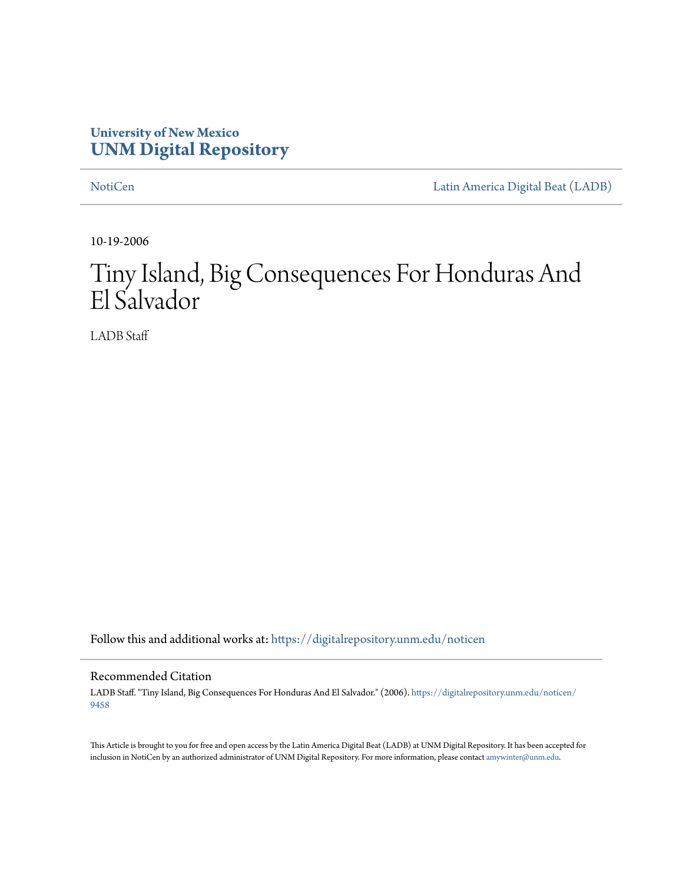University of New Mexico
**UNM Digital Repository**

NotiCen | Latin America Digital Beat (LADB)

10-19-2006

# Tiny Island, Big Consequences For Honduras And El Salvador

LADB Staff

Follow this and additional works at: https://digitalrepository.unm.edu/noticen

## Recommended Citation

LADB Staff. "Tiny Island, Big Consequences For Honduras And El Salvador." (2006). https://digitalrepository.unm.edu/noticen/9458

This Article is brought to you for free and open access by the Latin America Digital Beat (LADB) at UNM Digital Repository. It has been accepted for inclusion in NotiCen by an authorized administrator of UNM Digital Repository. For more information, please contact amywinter@unm.edu.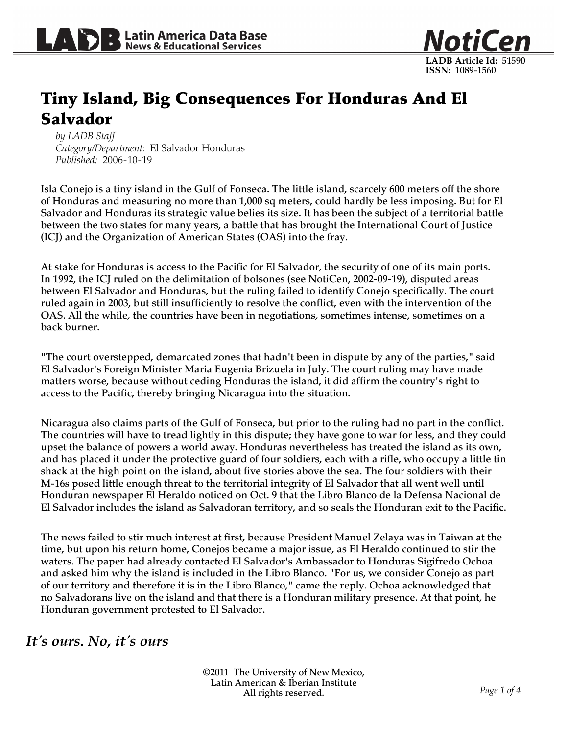# Tiny Island, Big Consequences For Honduras And El Salvador

*by LADB Staff*
*Category/Department:* El Salvador Honduras
*Published:* 2006-10-19

Isla Conejo is a tiny island in the Gulf of Fonseca. The little island, scarcely 600 meters off the shore of Honduras and measuring no more than 1,000 sq meters, could hardly be less imposing. But for El Salvador and Honduras its strategic value belies its size. It has been the subject of a territorial battle between the two states for many years, a battle that has brought the International Court of Justice (ICJ) and the Organization of American States (OAS) into the fray.

At stake for Honduras is access to the Pacific for El Salvador, the security of one of its main ports. In 1992, the ICJ ruled on the delimitation of bolsones (see NotiCen, 2002-09-19), disputed areas between El Salvador and Honduras, but the ruling failed to identify Conejo specifically. The court ruled again in 2003, but still insufficiently to resolve the conflict, even with the intervention of the OAS. All the while, the countries have been in negotiations, sometimes intense, sometimes on a back burner.

"The court overstepped, demarcated zones that hadn't been in dispute by any of the parties," said El Salvador's Foreign Minister Maria Eugenia Brizuela in July. The court ruling may have made matters worse, because without ceding Honduras the island, it did affirm the country's right to access to the Pacific, thereby bringing Nicaragua into the situation.

Nicaragua also claims parts of the Gulf of Fonseca, but prior to the ruling had no part in the conflict. The countries will have to tread lightly in this dispute; they have gone to war for less, and they could upset the balance of powers a world away. Honduras nevertheless has treated the island as its own, and has placed it under the protective guard of four soldiers, each with a rifle, who occupy a little tin shack at the high point on the island, about five stories above the sea. The four soldiers with their M-16s posed little enough threat to the territorial integrity of El Salvador that all went well until Honduran newspaper El Heraldo noticed on Oct. 9 that the Libro Blanco de la Defensa Nacional de El Salvador includes the island as Salvadoran territory, and so seals the Honduran exit to the Pacific.

The news failed to stir much interest at first, because President Manuel Zelaya was in Taiwan at the time, but upon his return home, Conejos became a major issue, as El Heraldo continued to stir the waters. The paper had already contacted El Salvador's Ambassador to Honduras Sigifredo Ochoa and asked him why the island is included in the Libro Blanco. "For us, we consider Conejo as part of our territory and therefore it is in the Libro Blanco," came the reply. Ochoa acknowledged that no Salvadorans live on the island and that there is a Honduran military presence. At that point, he Honduran government protested to El Salvador.

## *It's ours. No, it's ours*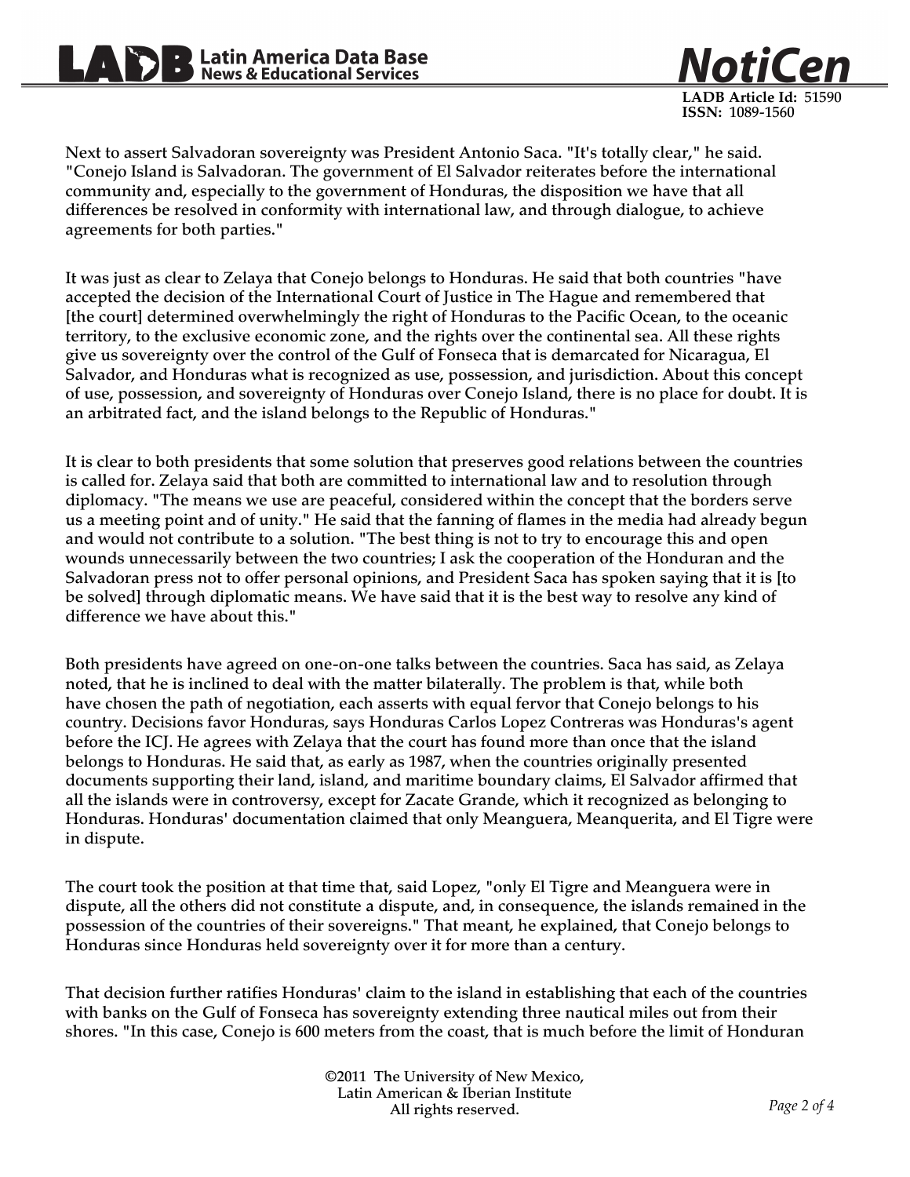Next to assert Salvadoran sovereignty was President Antonio Saca. "It's totally clear," he said. "Conejo Island is Salvadoran. The government of El Salvador reiterates before the international community and, especially to the government of Honduras, the disposition we have that all differences be resolved in conformity with international law, and through dialogue, to achieve agreements for both parties."

It was just as clear to Zelaya that Conejo belongs to Honduras. He said that both countries "have accepted the decision of the International Court of Justice in The Hague and remembered that [the court] determined overwhelmingly the right of Honduras to the Pacific Ocean, to the oceanic territory, to the exclusive economic zone, and the rights over the continental sea. All these rights give us sovereignty over the control of the Gulf of Fonseca that is demarcated for Nicaragua, El Salvador, and Honduras what is recognized as use, possession, and jurisdiction. About this concept of use, possession, and sovereignty of Honduras over Conejo Island, there is no place for doubt. It is an arbitrated fact, and the island belongs to the Republic of Honduras."

It is clear to both presidents that some solution that preserves good relations between the countries is called for. Zelaya said that both are committed to international law and to resolution through diplomacy. "The means we use are peaceful, considered within the concept that the borders serve us a meeting point and of unity." He said that the fanning of flames in the media had already begun and would not contribute to a solution. "The best thing is not to try to encourage this and open wounds unnecessarily between the two countries; I ask the cooperation of the Honduran and the Salvadoran press not to offer personal opinions, and President Saca has spoken saying that it is [to be solved] through diplomatic means. We have said that it is the best way to resolve any kind of difference we have about this."

Both presidents have agreed on one-on-one talks between the countries. Saca has said, as Zelaya noted, that he is inclined to deal with the matter bilaterally. The problem is that, while both have chosen the path of negotiation, each asserts with equal fervor that Conejo belongs to his country. Decisions favor Honduras, says Honduras Carlos Lopez Contreras was Honduras's agent before the ICJ. He agrees with Zelaya that the court has found more than once that the island belongs to Honduras. He said that, as early as 1987, when the countries originally presented documents supporting their land, island, and maritime boundary claims, El Salvador affirmed that all the islands were in controversy, except for Zacate Grande, which it recognized as belonging to Honduras. Honduras' documentation claimed that only Meanguera, Meanquerita, and El Tigre were in dispute.

The court took the position at that time that, said Lopez, "only El Tigre and Meanguera were in dispute, all the others did not constitute a dispute, and, in consequence, the islands remained in the possession of the countries of their sovereigns." That meant, he explained, that Conejo belongs to Honduras since Honduras held sovereignty over it for more than a century.

That decision further ratifies Honduras' claim to the island in establishing that each of the countries with banks on the Gulf of Fonseca has sovereignty extending three nautical miles out from their shores. "In this case, Conejo is 600 meters from the coast, that is much before the limit of Honduran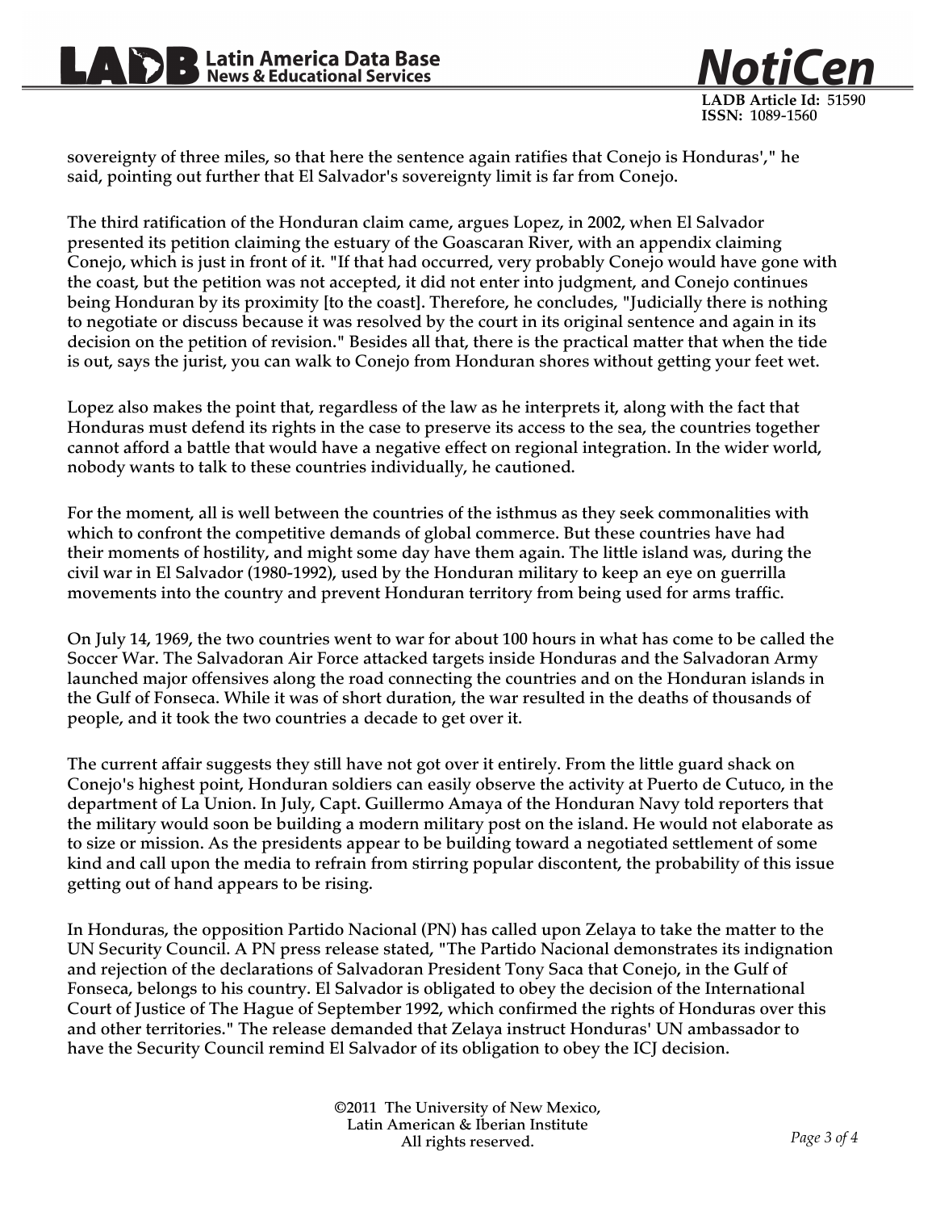sovereignty of three miles, so that here the sentence again ratifies that Conejo is Honduras'," he said, pointing out further that El Salvador's sovereignty limit is far from Conejo.

The third ratification of the Honduran claim came, argues Lopez, in 2002, when El Salvador presented its petition claiming the estuary of the Goascaran River, with an appendix claiming Conejo, which is just in front of it. "If that had occurred, very probably Conejo would have gone with the coast, but the petition was not accepted, it did not enter into judgment, and Conejo continues being Honduran by its proximity [to the coast]. Therefore, he concludes, "Judicially there is nothing to negotiate or discuss because it was resolved by the court in its original sentence and again in its decision on the petition of revision." Besides all that, there is the practical matter that when the tide is out, says the jurist, you can walk to Conejo from Honduran shores without getting your feet wet.

Lopez also makes the point that, regardless of the law as he interprets it, along with the fact that Honduras must defend its rights in the case to preserve its access to the sea, the countries together cannot afford a battle that would have a negative effect on regional integration. In the wider world, nobody wants to talk to these countries individually, he cautioned.

For the moment, all is well between the countries of the isthmus as they seek commonalities with which to confront the competitive demands of global commerce. But these countries have had their moments of hostility, and might some day have them again. The little island was, during the civil war in El Salvador (1980-1992), used by the Honduran military to keep an eye on guerrilla movements into the country and prevent Honduran territory from being used for arms traffic.

On July 14, 1969, the two countries went to war for about 100 hours in what has come to be called the Soccer War. The Salvadoran Air Force attacked targets inside Honduras and the Salvadoran Army launched major offensives along the road connecting the countries and on the Honduran islands in the Gulf of Fonseca. While it was of short duration, the war resulted in the deaths of thousands of people, and it took the two countries a decade to get over it.

The current affair suggests they still have not got over it entirely. From the little guard shack on Conejo's highest point, Honduran soldiers can easily observe the activity at Puerto de Cutuco, in the department of La Union. In July, Capt. Guillermo Amaya of the Honduran Navy told reporters that the military would soon be building a modern military post on the island. He would not elaborate as to size or mission. As the presidents appear to be building toward a negotiated settlement of some kind and call upon the media to refrain from stirring popular discontent, the probability of this issue getting out of hand appears to be rising.

In Honduras, the opposition Partido Nacional (PN) has called upon Zelaya to take the matter to the UN Security Council. A PN press release stated, "The Partido Nacional demonstrates its indignation and rejection of the declarations of Salvadoran President Tony Saca that Conejo, in the Gulf of Fonseca, belongs to his country. El Salvador is obligated to obey the decision of the International Court of Justice of The Hague of September 1992, which confirmed the rights of Honduras over this and other territories." The release demanded that Zelaya instruct Honduras' UN ambassador to have the Security Council remind El Salvador of its obligation to obey the ICJ decision.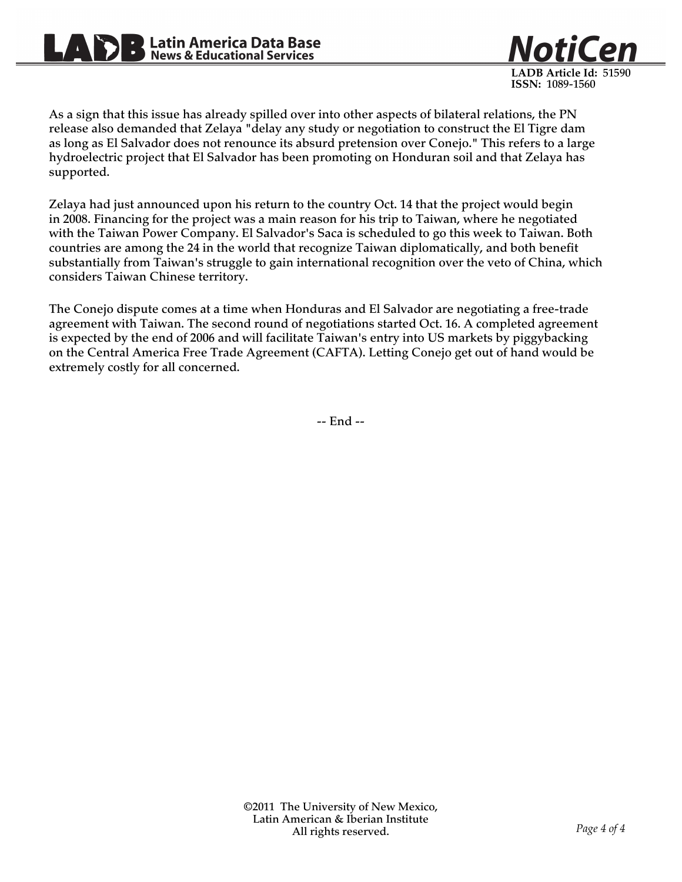As a sign that this issue has already spilled over into other aspects of bilateral relations, the PN release also demanded that Zelaya "delay any study or negotiation to construct the El Tigre dam as long as El Salvador does not renounce its absurd pretension over Conejo." This refers to a large hydroelectric project that El Salvador has been promoting on Honduran soil and that Zelaya has supported.

Zelaya had just announced upon his return to the country Oct. 14 that the project would begin in 2008. Financing for the project was a main reason for his trip to Taiwan, where he negotiated with the Taiwan Power Company. El Salvador's Saca is scheduled to go this week to Taiwan. Both countries are among the 24 in the world that recognize Taiwan diplomatically, and both benefit substantially from Taiwan's struggle to gain international recognition over the veto of China, which considers Taiwan Chinese territory.

The Conejo dispute comes at a time when Honduras and El Salvador are negotiating a free-trade agreement with Taiwan. The second round of negotiations started Oct. 16. A completed agreement is expected by the end of 2006 and will facilitate Taiwan's entry into US markets by piggybacking on the Central America Free Trade Agreement (CAFTA). Letting Conejo get out of hand would be extremely costly for all concerned.

-- End --